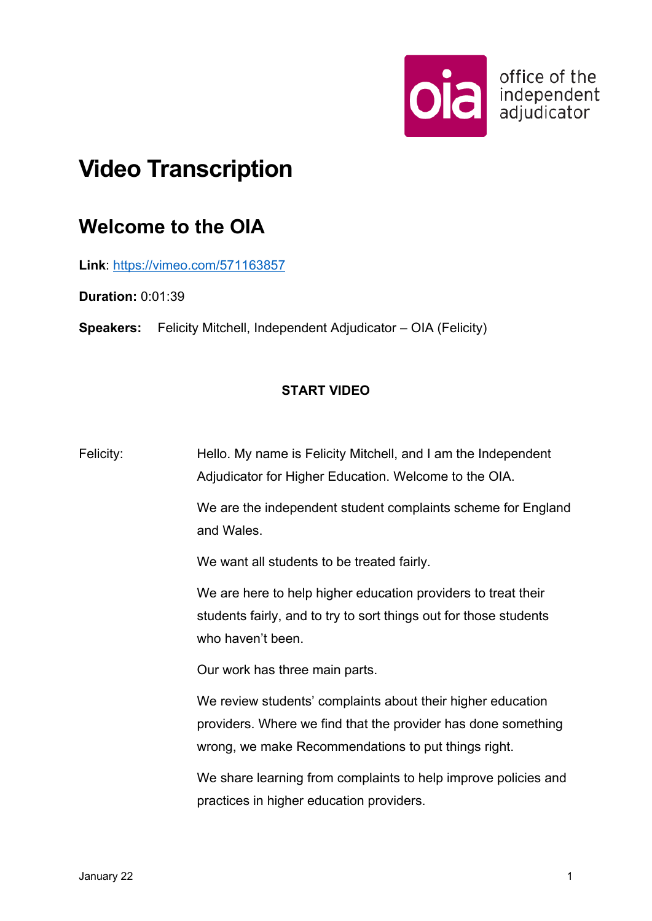# Video Transcription

## Welcome to the OIA

**Link**: [https://vimeo.com/571163857](https://vimeo.com/571163857)

**Duration:** 0:01:39

**Speakers:** Felicity Mitchell, Independent Adjudicator – OIA (Felicity)

**START VIDEO**

Felicity: Hello. My name is Felicity Mitchell, and I am the Independent Adjudicator for Higher Education. Welcome to the OIA.

We are the independent student complaints scheme for England and Wales.

We want all students to be treated fairly.

We are here to help higher education providers to treat their students fairly, and to try to sort things out for those students who haven't been.

Our work has three main parts.

We review students' complaints about their higher education providers. Where we find that the provider has done something wrong, we make Recommendations to put things right.

We share learning from complaints to help improve policies and practices in higher education providers.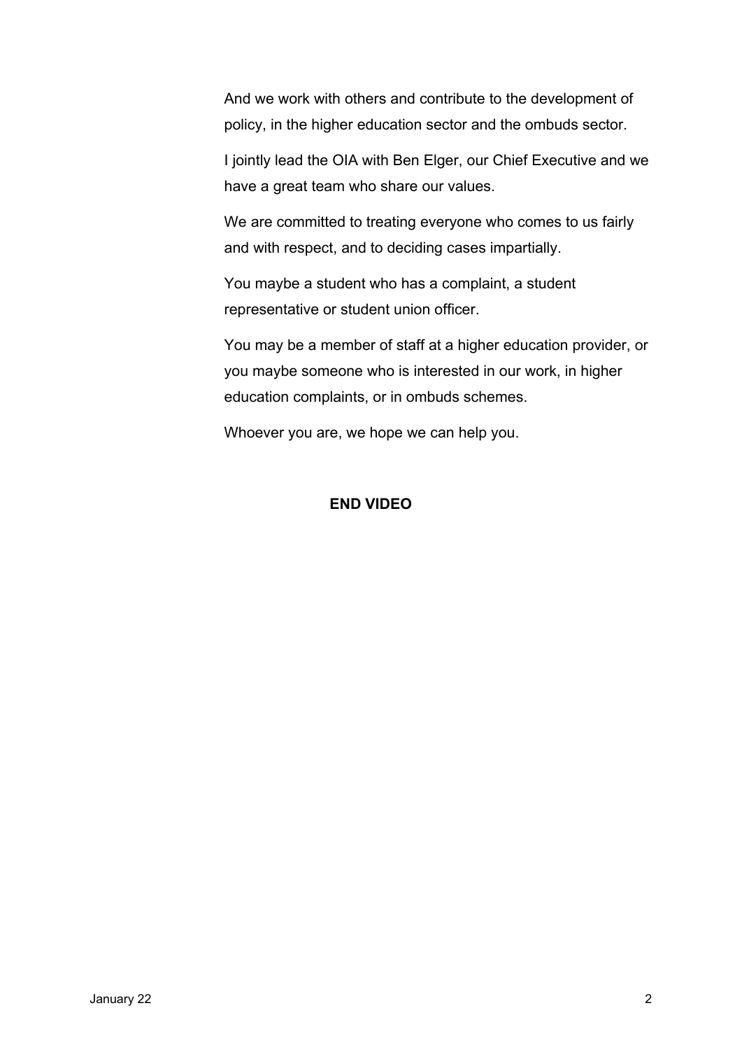And we work with others and contribute to the development of policy, in the higher education sector and the ombuds sector.

I jointly lead the OIA with Ben Elger, our Chief Executive and we have a great team who share our values.

We are committed to treating everyone who comes to us fairly and with respect, and to deciding cases impartially.

You maybe a student who has a complaint, a student representative or student union officer.

You may be a member of staff at a higher education provider, or you maybe someone who is interested in our work, in higher education complaints, or in ombuds schemes.

Whoever you are, we hope we can help you.

**END VIDEO**